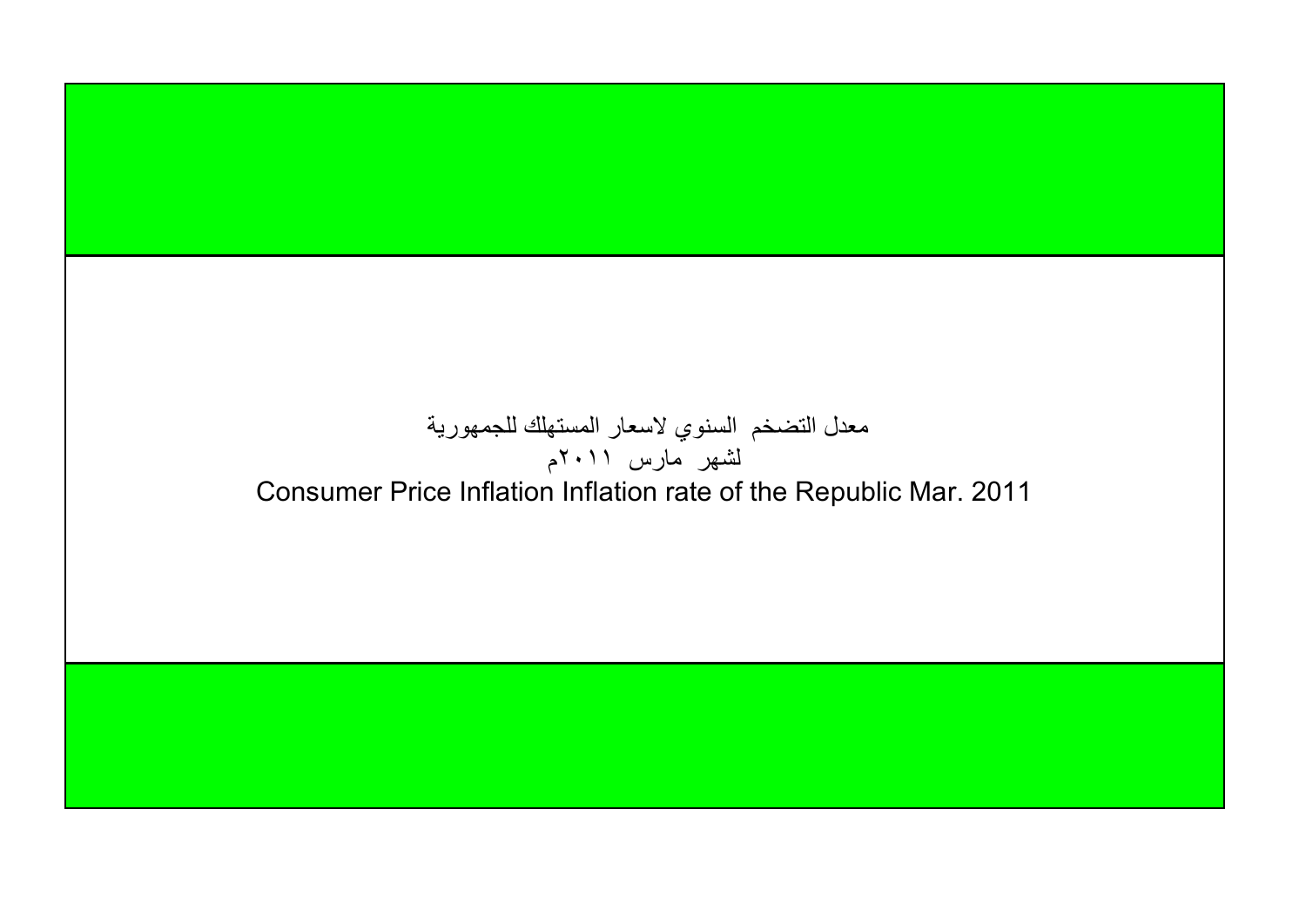# معدل التضخم السنوي لاسعار المستهلك للجمهورية

## لشهر مارس ٢٠١١م

## Consumer Price Inflation Inflation rate of the Republic Mar. 2011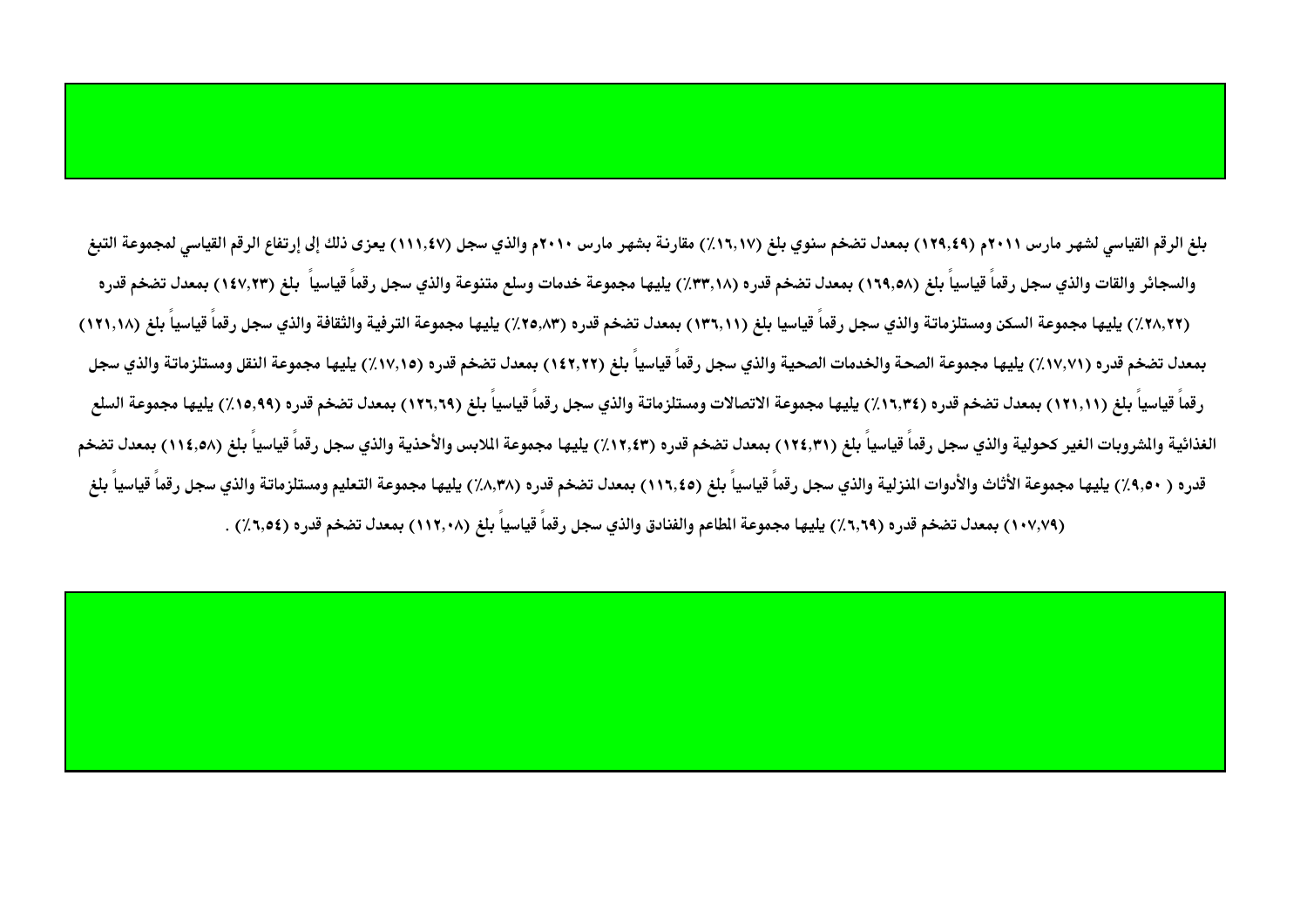بلغ الرقم القياسي لشهر مارس ٢٠١١م (١٢٩,٤٩) بمعدل تضخم سنوي بلغ (١٦,١٧٪) مقارنة بشهر مارس ٢٠١٠م والذي سجل (١١١,٤٧) يعزى ذلك إلى إرتفاع الرقم القياسي لمجموعة التبغ والسجائر والقات والذي سجل رقماً قياسياً بلغ (١٦٩,٥٨) بمعدل تضخم قدره (٣٣,١٨٪) يليها مجموعة خدمات وسلع متنوعة والذي سجل رقماً قياسياً بلغ (١٤٧,٢٣) بمعدل تضخم قدره (٢٨,٢٢٪) يليها مجموعة السكن ومستلزماتة والذي سجل رقماً قياسيا بلغ (١٣٦,١١) بمعدل تضخم قدره (٢٥,٨٣٪) يليها مجموعة الترفية والثقافة والذي سجل رقماً قياسياً بلغ (١٢١,١٨) بمعدل تضخم قدره (١٧,٧١٪) يليها مجموعة الصحة والخدمات الصحية والذي سجل رقماً قياسياً بلغ (١٤٢,٢٢) بمعدل تضخم قدره (١٧,١٥٪) يليها مجموعة النقل ومستلزماتة والذي سجل رقماً قياسياً بلغ (١٢١,١١) بمعدل تضخم قدره (١٦,٣٤٪) يليها مجموعة الاتصالات ومستلزماتة والذي سجل رقماً قياسياً بلغ (١٢٦,٦٩) بمعدل تضخم قدره (١٥,٩٩٪) يليها مجموعة السلع الغذائية والمشروبات الغير كحولية والذي سجل رقماً قياسياً بلغ (١٢٤,٣١) بمعدل تضخم قدره (١٢,٤٣٪) يليها مجموعة الملابس والأحذية والذي سجل رقماً قياسياً بلغ (١١٤,٥٨) بمعدل تضخم قدره ( ٩,٥٠٪) يليها مجموعة الأثاث والأدوات المنزلية والذي سجل رقماً قياسياً بلغ (١١٦,٤٥) بمعدل تضخم قدره (٨,٣٨٪) يليها مجموعة التعليم ومستلزماتة والذي سجل رقماً قياسياً بلغ (١٠٧,٧٩) بمعدل تضخم قدره (٦,٦٩٪) يليها مجموعة المطاعم والفنادق والذي سجل رقماً قياسياً بلغ (١١٢,٠٨) بمعدل تضخم قدره (٦,٥٤٪) .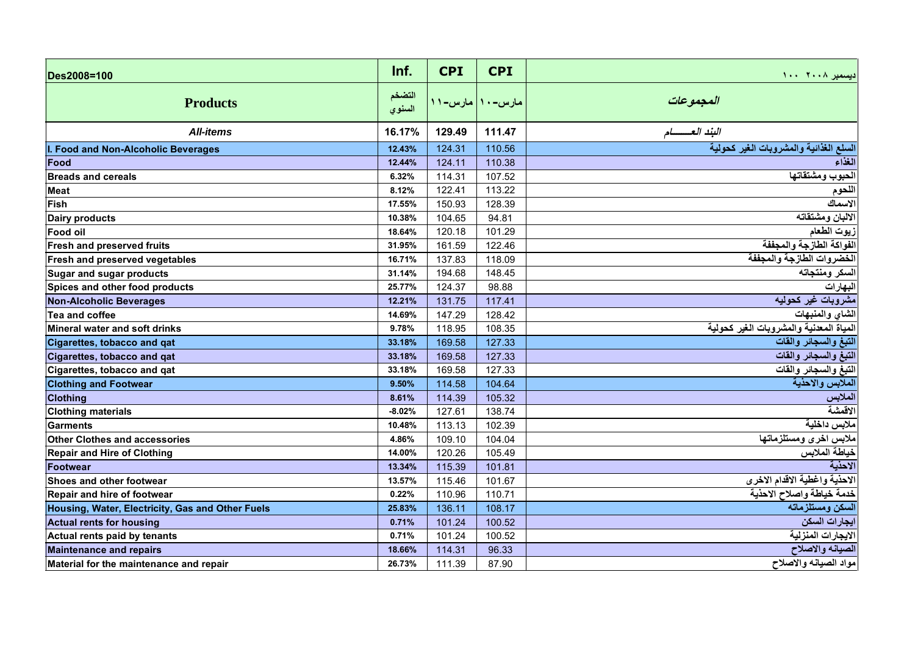| Des2008=100 | Inf. | CPI | CPI | ديسمبر ٢٠٠٨ ١٠٠ |
|---|---|---|---|---|
| **Products** | التضخم السنوي | مارس-١١ | مارس-١٠ | *المجموعات* |
| ***All-items*** | **16.17%** | **129.49** | **111.47** | *البند العـــــام* |
| **I. Food and Non-Alcoholic Beverages** | **12.43%** | 124.31 | 110.56 | **السلع الغذائية والمشروبات الغير كحولية** |
| **Food** | **12.44%** | 124.11 | 110.38 | **الغذاء** |
| **Breads and cereals** | **6.32%** | 114.31 | 107.52 | **الحبوب ومشتقاتها** |
| **Meat** | **8.12%** | 122.41 | 113.22 | **اللحوم** |
| **Fish** | **17.55%** | 150.93 | 128.39 | **الاسماك** |
| **Dairy products** | **10.38%** | 104.65 | 94.81 | **الالبان ومشتقاته** |
| **Food oil** | **18.64%** | 120.18 | 101.29 | **زيوت الطعام** |
| **Fresh and preserved fruits** | **31.95%** | 161.59 | 122.46 | **الفواكة الطازجة والمجففة** |
| **Fresh and preserved vegetables** | **16.71%** | 137.83 | 118.09 | **الخضروات الطازجة والمجففة** |
| **Sugar and sugar products** | **31.14%** | 194.68 | 148.45 | **السكر ومنتجاته** |
| **Spices and other food products** | **25.77%** | 124.37 | 98.88 | **البهارات** |
| **Non-Alcoholic Beverages** | **12.21%** | 131.75 | 117.41 | **مشروبات غير كحوليه** |
| **Tea and coffee** | **14.69%** | 147.29 | 128.42 | **الشاي والمنبهات** |
| **Mineral water and soft drinks** | **9.78%** | 118.95 | 108.35 | **المياة المعدنية والمشروبات الغير كحولية** |
| **Cigarettes, tobacco and qat** | **33.18%** | 169.58 | 127.33 | **التبغ والسجائر والقات** |
| **Cigarettes, tobacco and qat** | **33.18%** | 169.58 | 127.33 | **التبغ والسجائر والقات** |
| **Cigarettes, tobacco and qat** | **33.18%** | 169.58 | 127.33 | **التبغ والسجائر والقات** |
| **Clothing and Footwear** | **9.50%** | 114.58 | 104.64 | **الملابس والاحذية** |
| **Clothing** | **8.61%** | 114.39 | 105.32 | **الملابس** |
| **Clothing materials** | **-8.02%** | 127.61 | 138.74 | **الاقمشة** |
| **Garments** | **10.48%** | 113.13 | 102.39 | **ملابس داخلية** |
| **Other Clothes and accessories** | **4.86%** | 109.10 | 104.04 | **ملابس اخرى ومستلزماتها** |
| **Repair and Hire of Clothing** | **14.00%** | 120.26 | 105.49 | **خياطة الملابس** |
| **Footwear** | **13.34%** | 115.39 | 101.81 | **الاحذية** |
| **Shoes and other footwear** | **13.57%** | 115.46 | 101.67 | **الاحذية واغطية الاقدام الاخرى** |
| **Repair and hire of footwear** | **0.22%** | 110.96 | 110.71 | **خدمة خياطة واصلاح الاحذية** |
| **Housing, Water, Electricity, Gas and Other Fuels** | **25.83%** | 136.11 | 108.17 | **السكن ومستلزماته** |
| **Actual rents for housing** | **0.71%** | 101.24 | 100.52 | **ايجارات السكن** |
| **Actual rents paid by tenants** | **0.71%** | 101.24 | 100.52 | **الايجارات المنزلية** |
| **Maintenance and repairs** | **18.66%** | 114.31 | 96.33 | **الصيانه والاصلاح** |
| **Material for the maintenance and repair** | **26.73%** | 111.39 | 87.90 | **مواد الصيانه والاصلاح** |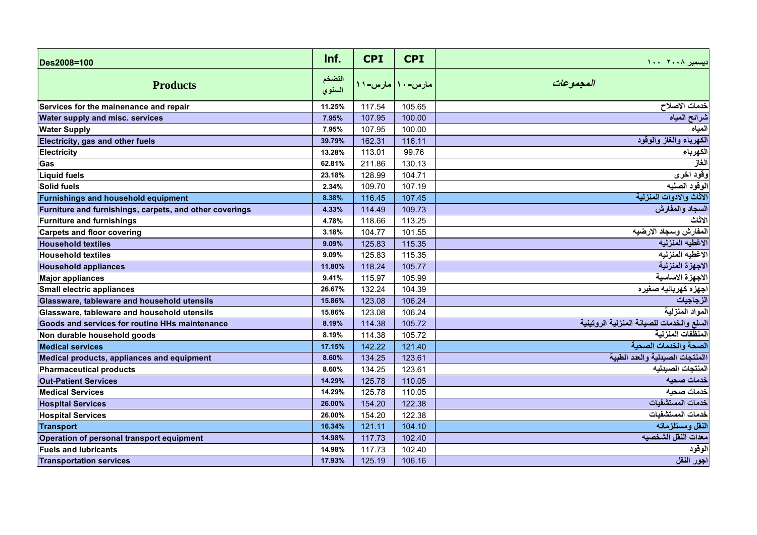| Des2008=100 | Inf. | CPI | CPI | ديسمبر ٢٠٠٨ ١٠٠ |
|---|---|---|---|---|
| **Products** | التضخم السنوي | مارس-١١ | مارس-١٠ | *المجموعات* |
| **Services for the mainenance and repair** | **11.25%** | 117.54 | 105.65 | **خدمات الاصلاح** |
| **Water supply and misc. services** | **7.95%** | 107.95 | 100.00 | **شرائح المياه** |
| **Water Supply** | **7.95%** | 107.95 | 100.00 | **المياه** |
| **Electricity, gas and other fuels** | **39.79%** | 162.31 | 116.11 | **الكهرباء والغاز والوقود** |
| **Electricity** | **13.28%** | 113.01 | 99.76 | **الكهرباء** |
| **Gas** | **62.81%** | 211.86 | 130.13 | **الغاز** |
| **Liquid fuels** | **23.18%** | 128.99 | 104.71 | **وقود اخرى** |
| **Solid fuels** | **2.34%** | 109.70 | 107.19 | **الوقود الصلبه** |
| **Furnishings and household equipment** | **8.38%** | 116.45 | 107.45 | **الاثاث والادوات المنزلية** |
| **Furniture and furnishings, carpets, and other coverings** | **4.33%** | 114.49 | 109.73 | **السجاد والمفارش** |
| **Furniture and furnishings** | **4.78%** | 118.66 | 113.25 | **الاثاث** |
| **Carpets and floor covering** | **3.18%** | 104.77 | 101.55 | **المفارش وسجاد الارضيه** |
| **Household textiles** | **9.09%** | 125.83 | 115.35 | **الاغطيه المنزليه** |
| **Household textiles** | **9.09%** | 125.83 | 115.35 | **الاغطيه المنزليه** |
| **Household appliances** | **11.80%** | 118.24 | 105.77 | **الاجهزة المنزلية** |
| **Major appliances** | **9.41%** | 115.97 | 105.99 | **الاجهزة الاساسية** |
| **Small electric appliances** | **26.67%** | 132.24 | 104.39 | **اجهزه كهربائيه صغيره** |
| **Glassware, tableware and household utensils** | **15.86%** | 123.08 | 106.24 | **الزجاجيات** |
| **Glassware, tableware and household utensils** | **15.86%** | 123.08 | 106.24 | **المواد المنزلية** |
| **Goods and services for routine HHs maintenance** | **8.19%** | 114.38 | 105.72 | **السلع والخدمات للصيانة المنزلية الروتينية** |
| **Non durable household goods** | **8.19%** | 114.38 | 105.72 | **المنظفات المنزلية** |
| **Medical services** | **17.15%** | 142.22 | 121.40 | **الصحة والخدمات الصحية** |
| **Medical products, appliances and equipment** | **8.60%** | 134.25 | 123.61 | **المنتجات الصيدلية والعدد الطبية** |
| **Pharmaceutical products** | **8.60%** | 134.25 | 123.61 | **المنتجات الصيدليه** |
| **Out-Patient Services** | **14.29%** | 125.78 | 110.05 | **خدمات صحيه** |
| **Medical Services** | **14.29%** | 125.78 | 110.05 | **خدمات صحيه** |
| **Hospital Services** | **26.00%** | 154.20 | 122.38 | **خدمات المستشفيات** |
| **Hospital Services** | **26.00%** | 154.20 | 122.38 | **خدمات المستشفيات** |
| **Transport** | **16.34%** | 121.11 | 104.10 | **النقل ومستلزماته** |
| **Operation of personal transport equipment** | **14.98%** | 117.73 | 102.40 | **معدات النقل الشخصيه** |
| **Fuels and lubricants** | **14.98%** | 117.73 | 102.40 | **الوقود** |
| **Transportation services** | **17.93%** | 125.19 | 106.16 | **اجور النقل** |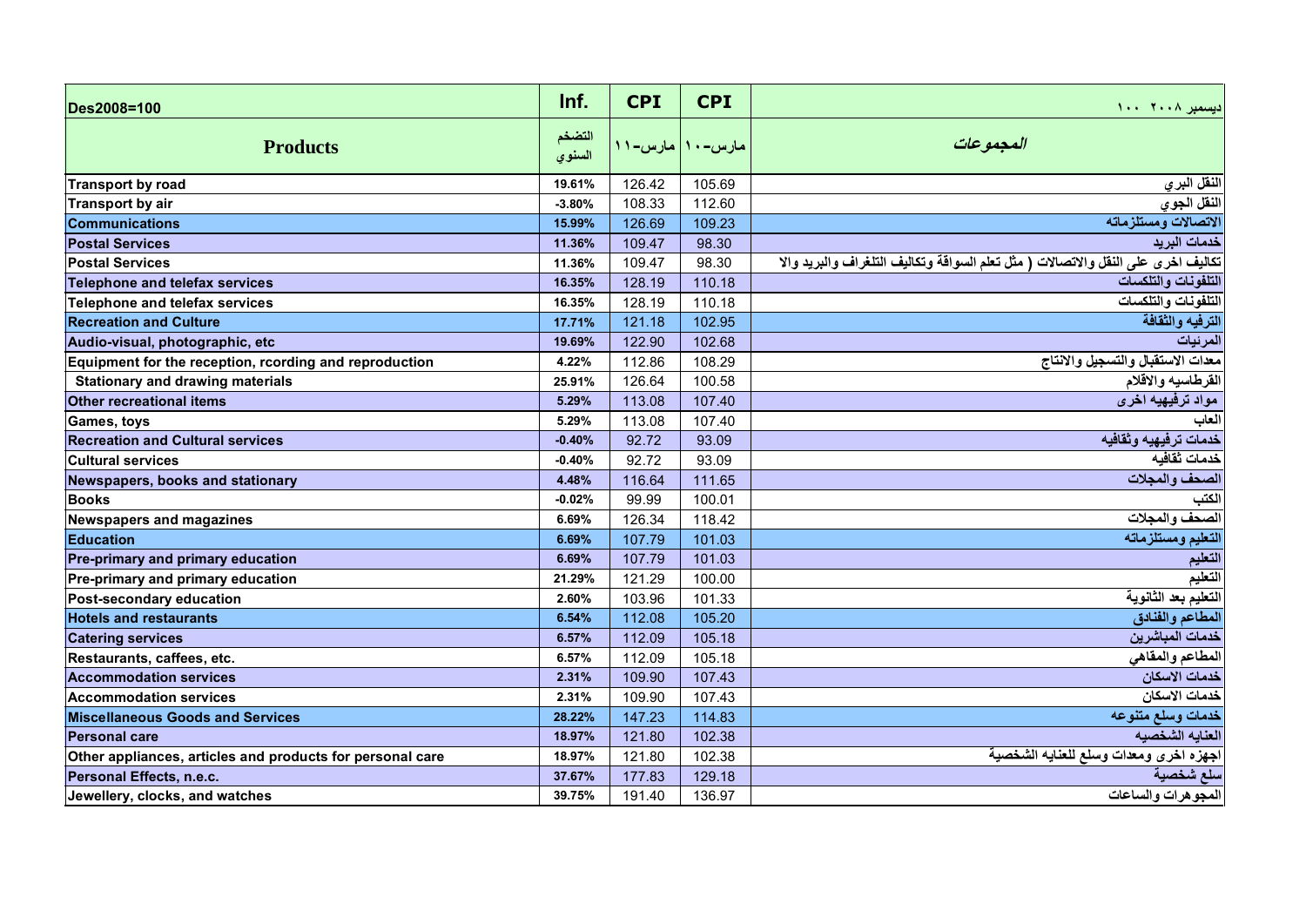| Des2008=100 | Inf. | CPI | CPI | ديسمبر ٢٠٠٨ ١٠٠ |
|---|---|---|---|---|
| **Products** | التضخم السنوي | مارس-١١ | مارس-١٠ | *المجموعات* |
| **Transport by road** | **19.61%** | 126.42 | 105.69 | النقل البري |
| **Transport by air** | **-3.80%** | 108.33 | 112.60 | النقل الجوي |
| **Communications** | **15.99%** | 126.69 | 109.23 | الاتصالات ومستلزماته |
| **Postal Services** | **11.36%** | 109.47 | 98.30 | خدمات البريد |
| **Postal Services** | **11.36%** | 109.47 | 98.30 | تكاليف اخرى على النقل والاتصالات ( مثل تعلم السواقة وتكاليف التلغراف والبريد والا |
| **Telephone and telefax services** | **16.35%** | 128.19 | 110.18 | التلفونات والتلكسات |
| **Telephone and telefax services** | **16.35%** | 128.19 | 110.18 | التلفونات والتلكسات |
| **Recreation and Culture** | **17.71%** | 121.18 | 102.95 | الترفيه والثقافة |
| **Audio-visual, photographic, etc** | **19.69%** | 122.90 | 102.68 | المرئيات |
| **Equipment for the reception, rcording and reproduction** | **4.22%** | 112.86 | 108.29 | معدات الاستقبال والتسجيل والانتاج |
| **Stationary and drawing materials** | **25.91%** | 126.64 | 100.58 | القرطاسيه والاقلام |
| **Other recreational items** | **5.29%** | 113.08 | 107.40 | مواد ترفيهيه اخرى |
| **Games, toys** | **5.29%** | 113.08 | 107.40 | العاب |
| **Recreation and Cultural services** | **-0.40%** | 92.72 | 93.09 | خدمات ترفيهيه وثقافيه |
| **Cultural services** | **-0.40%** | 92.72 | 93.09 | خدمات ثقافيه |
| **Newspapers, books and stationary** | **4.48%** | 116.64 | 111.65 | الصحف والمجلات |
| **Books** | **-0.02%** | 99.99 | 100.01 | الكتب |
| **Newspapers and magazines** | **6.69%** | 126.34 | 118.42 | الصحف والمجلات |
| **Education** | **6.69%** | 107.79 | 101.03 | التعليم ومستلزماته |
| **Pre-primary and primary education** | **6.69%** | 107.79 | 101.03 | التعليم |
| **Pre-primary and primary education** | **21.29%** | 121.29 | 100.00 | التعليم |
| **Post-secondary education** | **2.60%** | 103.96 | 101.33 | التعليم بعد الثانوية |
| **Hotels and restaurants** | **6.54%** | 112.08 | 105.20 | المطاعم والفنادق |
| **Catering services** | **6.57%** | 112.09 | 105.18 | خدمات المباشرين |
| **Restaurants, caffees, etc.** | **6.57%** | 112.09 | 105.18 | المطاعم والمقاهي |
| **Accommodation services** | **2.31%** | 109.90 | 107.43 | خدمات الاسكان |
| **Accommodation services** | **2.31%** | 109.90 | 107.43 | خدمات الاسكان |
| **Miscellaneous Goods and Services** | **28.22%** | 147.23 | 114.83 | خدمات وسلع متنوعه |
| **Personal care** | **18.97%** | 121.80 | 102.38 | العنايه الشخصيه |
| **Other appliances, articles and products for personal care** | **18.97%** | 121.80 | 102.38 | اجهزه اخرى ومعدات وسلع للعنايه الشخصية |
| **Personal Effects, n.e.c.** | **37.67%** | 177.83 | 129.18 | سلع شخصية |
| **Jewellery, clocks, and watches** | **39.75%** | 191.40 | 136.97 | المجوهرات والساعات |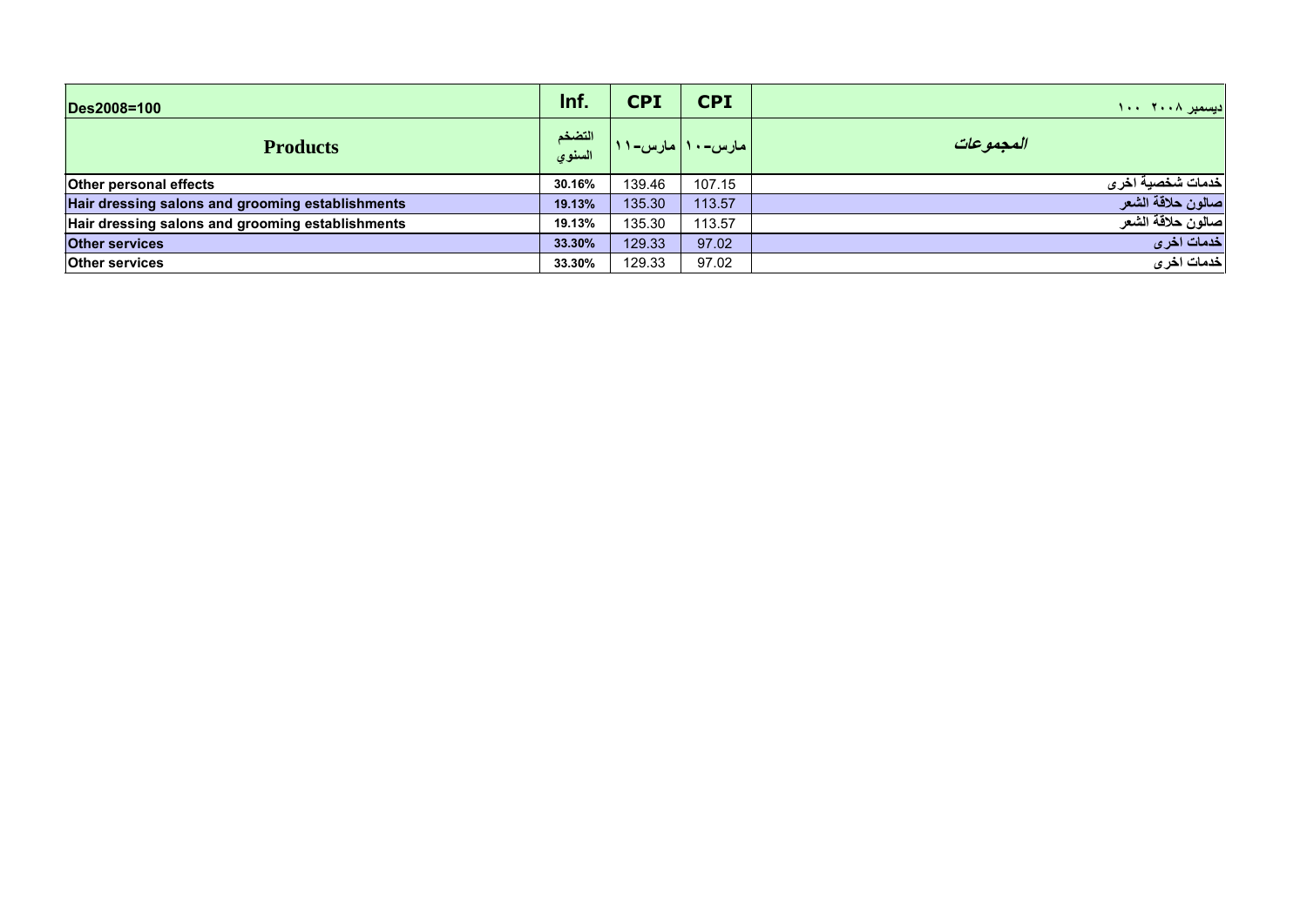| Des2008=100 | Inf. | CPI | CPI | ديسمبر ٢٠٠٨ ١٠٠ |
|---|---|---|---|---|
| **Products** | التضخم السنوي | مارس-١١ | مارس-١٠ | المجموعات |
| **Other personal effects** | **30.16%** | 139.46 | 107.15 | **خدمات شخصية اخرى** |
| **Hair dressing salons and grooming establishments** | **19.13%** | 135.30 | 113.57 | **صالون حلاقة الشعر** |
| **Hair dressing salons and grooming establishments** | **19.13%** | 135.30 | 113.57 | **صالون حلاقة الشعر** |
| **Other services** | **33.30%** | 129.33 | 97.02 | **خدمات اخرى** |
| **Other services** | **33.30%** | 129.33 | 97.02 | **خدمات اخرى** |